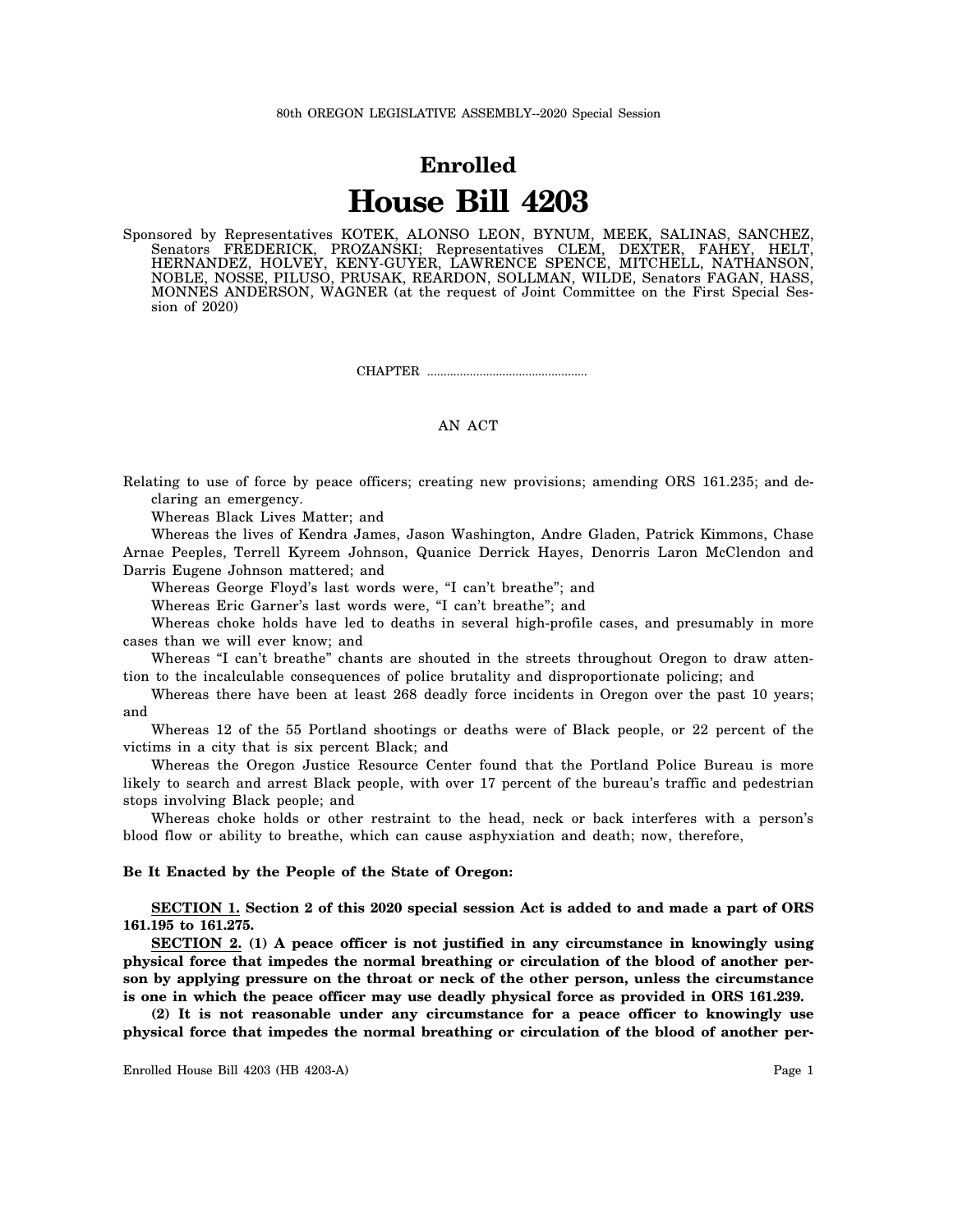80th OREGON LEGISLATIVE ASSEMBLY--2020 Special Session

# Enrolled
# House Bill 4203

Sponsored by Representatives KOTEK, ALONSO LEON, BYNUM, MEEK, SALINAS, SANCHEZ, Senators FREDERICK, PROZANSKI; Representatives CLEM, DEXTER, FAHEY, HELT, HERNANDEZ, HOLVEY, KENY-GUYER, LAWRENCE SPENCE, MITCHELL, NATHANSON, NOBLE, NOSSE, PILUSO, PRUSAK, REARDON, SOLLMAN, WILDE, Senators FAGAN, HASS, MONNES ANDERSON, WAGNER (at the request of Joint Committee on the First Special Session of 2020)

CHAPTER .................................................

AN ACT

Relating to use of force by peace officers; creating new provisions; amending ORS 161.235; and declaring an emergency.

Whereas Black Lives Matter; and

Whereas the lives of Kendra James, Jason Washington, Andre Gladen, Patrick Kimmons, Chase Arnae Peeples, Terrell Kyreem Johnson, Quanice Derrick Hayes, Denorris Laron McClendon and Darris Eugene Johnson mattered; and

Whereas George Floyd's last words were, "I can't breathe"; and

Whereas Eric Garner's last words were, "I can't breathe"; and

Whereas choke holds have led to deaths in several high-profile cases, and presumably in more cases than we will ever know; and

Whereas "I can't breathe" chants are shouted in the streets throughout Oregon to draw attention to the incalculable consequences of police brutality and disproportionate policing; and

Whereas there have been at least 268 deadly force incidents in Oregon over the past 10 years; and

Whereas 12 of the 55 Portland shootings or deaths were of Black people, or 22 percent of the victims in a city that is six percent Black; and

Whereas the Oregon Justice Resource Center found that the Portland Police Bureau is more likely to search and arrest Black people, with over 17 percent of the bureau's traffic and pedestrian stops involving Black people; and

Whereas choke holds or other restraint to the head, neck or back interferes with a person's blood flow or ability to breathe, which can cause asphyxiation and death; now, therefore,

**Be It Enacted by the People of the State of Oregon:**

**SECTION 1. Section 2 of this 2020 special session Act is added to and made a part of ORS 161.195 to 161.275.**

**SECTION 2. (1) A peace officer is not justified in any circumstance in knowingly using physical force that impedes the normal breathing or circulation of the blood of another person by applying pressure on the throat or neck of the other person, unless the circumstance is one in which the peace officer may use deadly physical force as provided in ORS 161.239.**

**(2) It is not reasonable under any circumstance for a peace officer to knowingly use physical force that impedes the normal breathing or circulation of the blood of another per-**

Enrolled House Bill 4203 (HB 4203-A)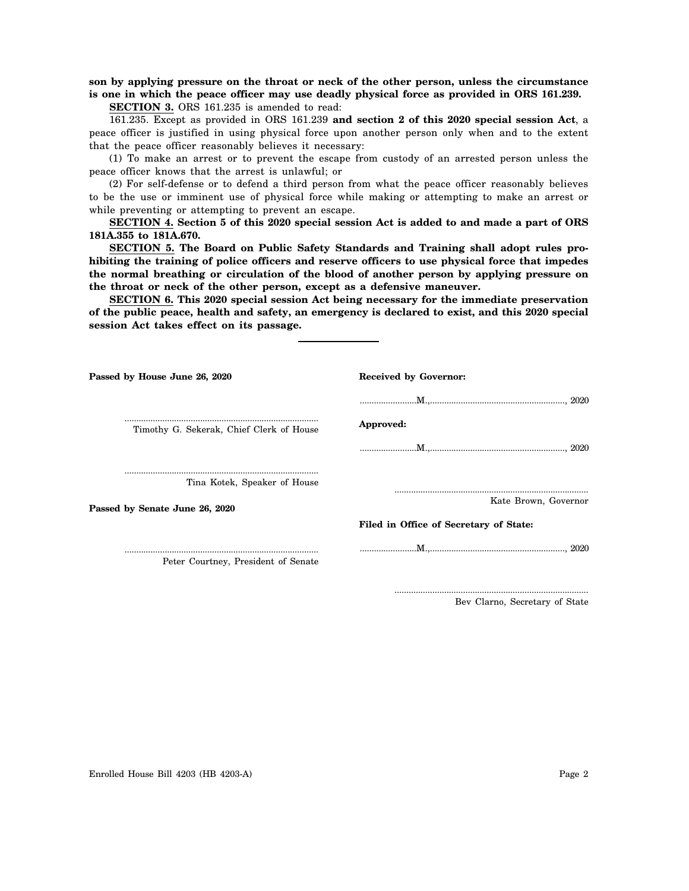**son by applying pressure on the throat or neck of the other person, unless the circumstance is one in which the peace officer may use deadly physical force as provided in ORS 161.239.**

**SECTION 3.** ORS 161.235 is amended to read:

161.235. Except as provided in ORS 161.239 **and section 2 of this 2020 special session Act**, a peace officer is justified in using physical force upon another person only when and to the extent that the peace officer reasonably believes it necessary:

(1) To make an arrest or to prevent the escape from custody of an arrested person unless the peace officer knows that the arrest is unlawful; or

(2) For self-defense or to defend a third person from what the peace officer reasonably believes to be the use or imminent use of physical force while making or attempting to make an arrest or while preventing or attempting to prevent an escape.

**SECTION 4. Section 5 of this 2020 special session Act is added to and made a part of ORS 181A.355 to 181A.670.**

**SECTION 5. The Board on Public Safety Standards and Training shall adopt rules prohibiting the training of police officers and reserve officers to use physical force that impedes the normal breathing or circulation of the blood of another person by applying pressure on the throat or neck of the other person, except as a defensive maneuver.**

**SECTION 6. This 2020 special session Act being necessary for the immediate preservation of the public peace, health and safety, an emergency is declared to exist, and this 2020 special session Act takes effect on its passage.**

---

**Passed by House June 26, 2020**

..................................................................................
Timothy G. Sekerak, Chief Clerk of House

..................................................................................
Tina Kotek, Speaker of House

**Passed by Senate June 26, 2020**

..................................................................................
Peter Courtney, President of Senate

**Received by Governor:**

........................M.,........................................................., 2020

**Approved:**

........................M.,........................................................., 2020

..................................................................................
Kate Brown, Governor

**Filed in Office of Secretary of State:**

........................M.,........................................................., 2020

..................................................................................
Bev Clarno, Secretary of State

Enrolled House Bill 4203 (HB 4203-A)